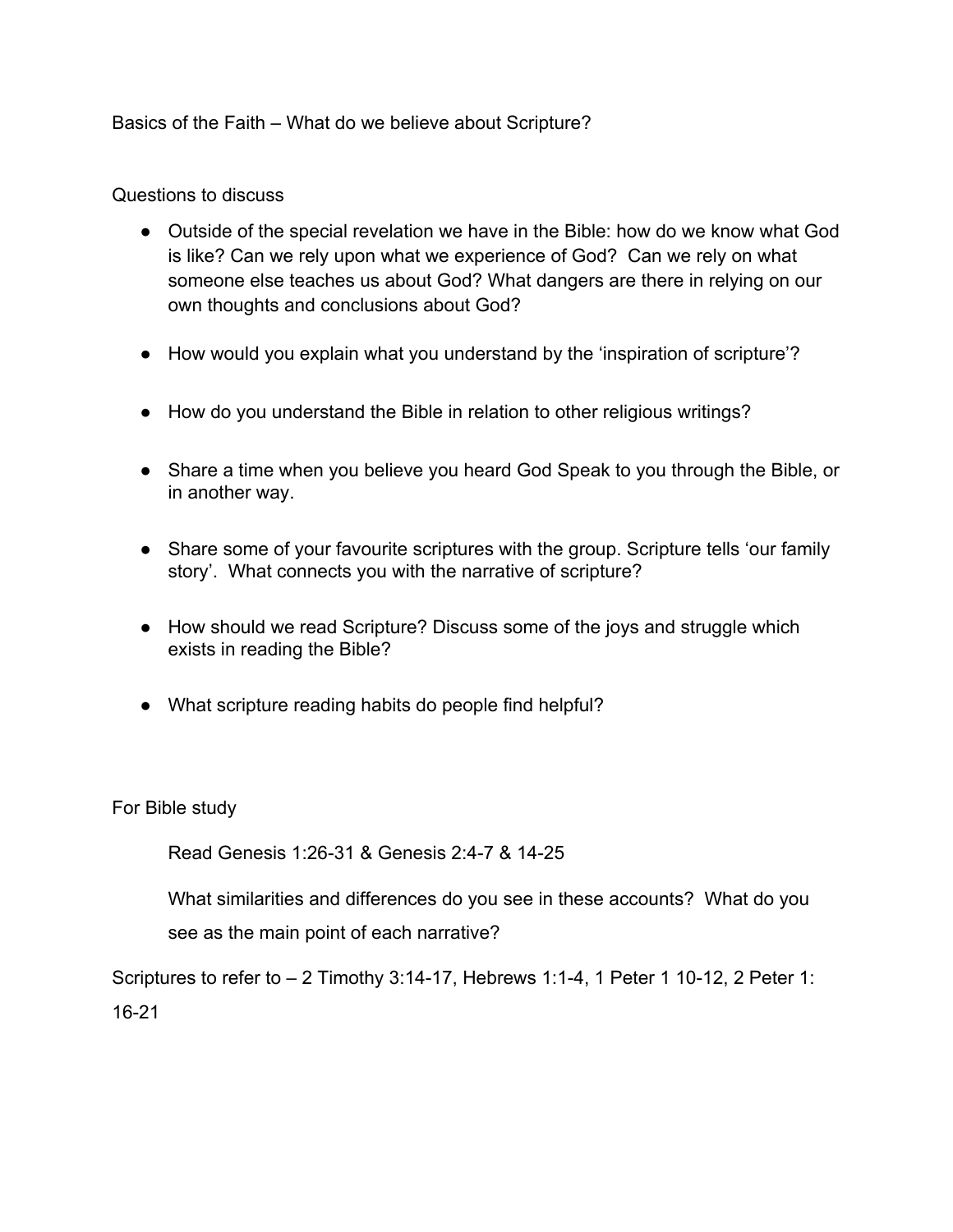# Basics of the Faith – What do we believe about Scripture?

## Questions to discuss

- Outside of the special revelation we have in the Bible: how do we know what God is like? Can we rely upon what we experience of God? Can we rely on what someone else teaches us about God? What dangers are there in relying on our own thoughts and conclusions about God?
- How would you explain what you understand by the 'inspiration of scripture'?
- How do you understand the Bible in relation to other religious writings?
- Share a time when you believe you heard God Speak to you through the Bible, or in another way.
- Share some of your favourite scriptures with the group. Scripture tells 'our family story'. What connects you with the narrative of scripture?
- How should we read Scripture? Discuss some of the joys and struggle which exists in reading the Bible?
- What scripture reading habits do people find helpful?

## For Bible study

Read Genesis 1:26-31 & Genesis 2:4-7 & 14-25

What similarities and differences do you see in these accounts? What do you see as the main point of each narrative?

Scriptures to refer to – 2 Timothy 3:14-17, Hebrews 1:1-4, 1 Peter 1 10-12, 2 Peter 1: 16-21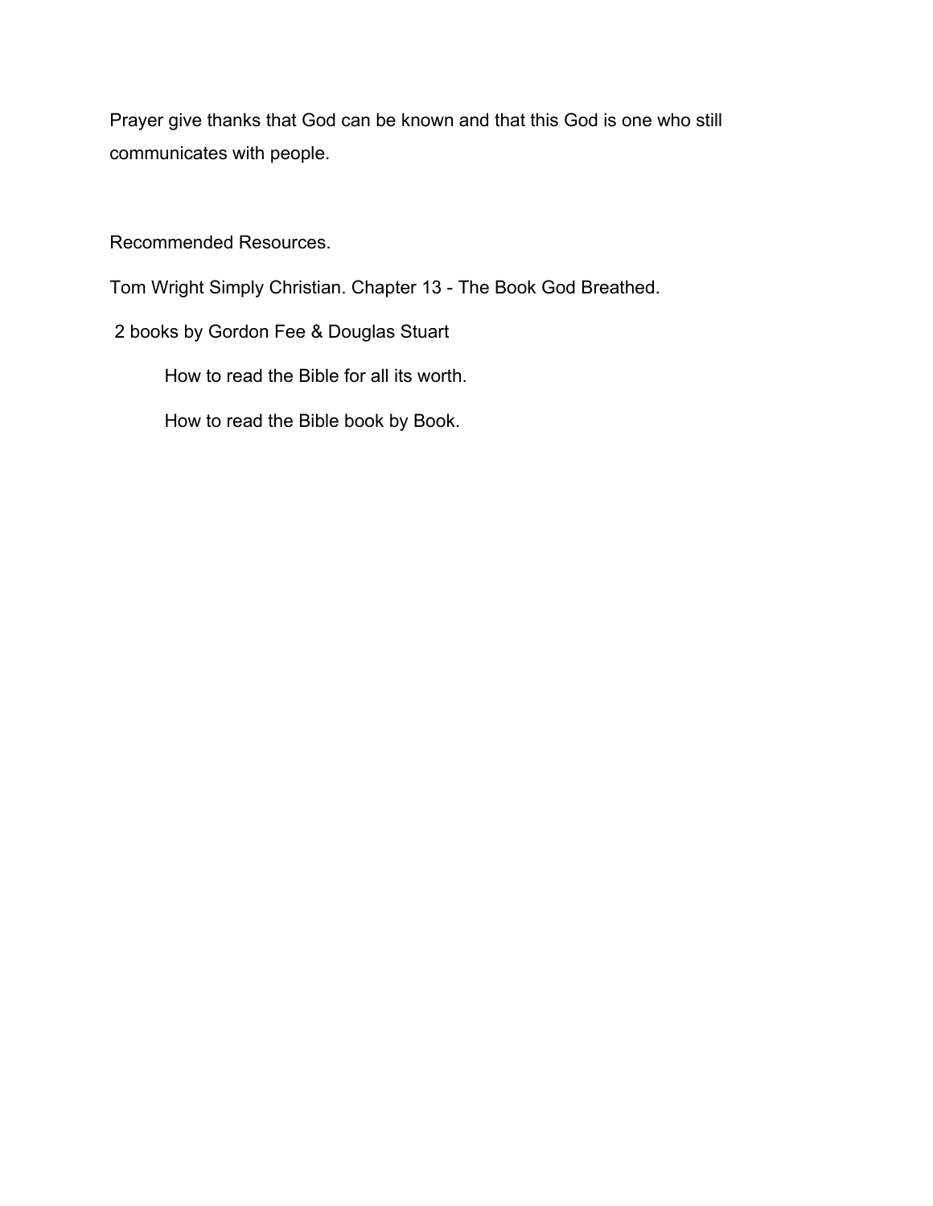Prayer give thanks that God can be known and that this God is one who still communicates with people.

Recommended Resources.

Tom Wright Simply Christian. Chapter 13 - The Book God Breathed.

2 books by Gordon Fee & Douglas Stuart

How to read the Bible for all its worth.

How to read the Bible book by Book.